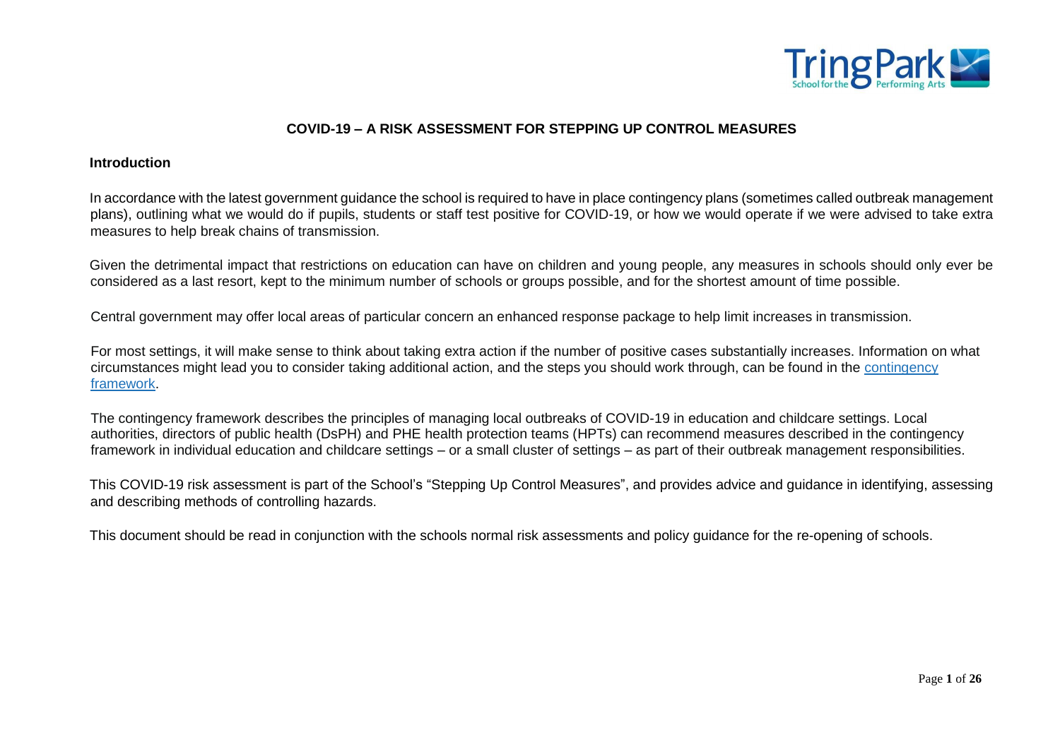# COVID-19 – A RISK ASSESSMENT FOR STEPPING UP CONTROL MEASURES

## Introduction

In accordance with the latest government guidance the school is required to have in place contingency plans (sometimes called outbreak management plans), outlining what we would do if pupils, students or staff test positive for COVID-19, or how we would operate if we were advised to take extra measures to help break chains of transmission.

Given the detrimental impact that restrictions on education can have on children and young people, any measures in schools should only ever be considered as a last resort, kept to the minimum number of schools or groups possible, and for the shortest amount of time possible.

Central government may offer local areas of particular concern an enhanced response package to help limit increases in transmission.

For most settings, it will make sense to think about taking extra action if the number of positive cases substantially increases. Information on what circumstances might lead you to consider taking additional action, and the steps you should work through, can be found in the contingency framework.

The contingency framework describes the principles of managing local outbreaks of COVID-19 in education and childcare settings. Local authorities, directors of public health (DsPH) and PHE health protection teams (HPTs) can recommend measures described in the contingency framework in individual education and childcare settings – or a small cluster of settings – as part of their outbreak management responsibilities.

This COVID-19 risk assessment is part of the School's "Stepping Up Control Measures", and provides advice and guidance in identifying, assessing and describing methods of controlling hazards.

This document should be read in conjunction with the schools normal risk assessments and policy guidance for the re-opening of schools.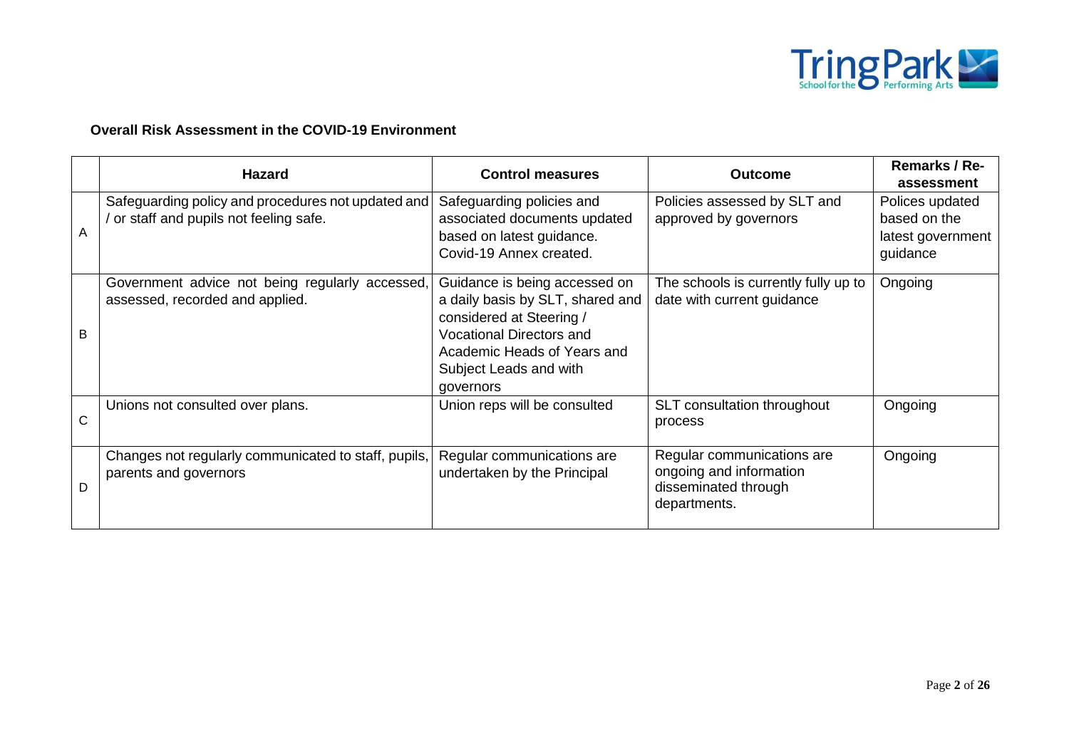**Overall Risk Assessment in the COVID-19 Environment**

| | Hazard | Control measures | Outcome | Remarks / Re-assessment |
|---|---|---|---|---|
| A | Safeguarding policy and procedures not updated and / or staff and pupils not feeling safe. | Safeguarding policies and associated documents updated based on latest guidance. Covid-19 Annex created. | Policies assessed by SLT and approved by governors | Polices updated based on the latest government guidance |
| B | Government advice not being regularly accessed, assessed, recorded and applied. | Guidance is being accessed on a daily basis by SLT, shared and considered at Steering / Vocational Directors and Academic Heads of Years and Subject Leads and with governors | The schools is currently fully up to date with current guidance | Ongoing |
| C | Unions not consulted over plans. | Union reps will be consulted | SLT consultation throughout process | Ongoing |
| D | Changes not regularly communicated to staff, pupils, parents and governors | Regular communications are undertaken by the Principal | Regular communications are ongoing and information disseminated through departments. | Ongoing |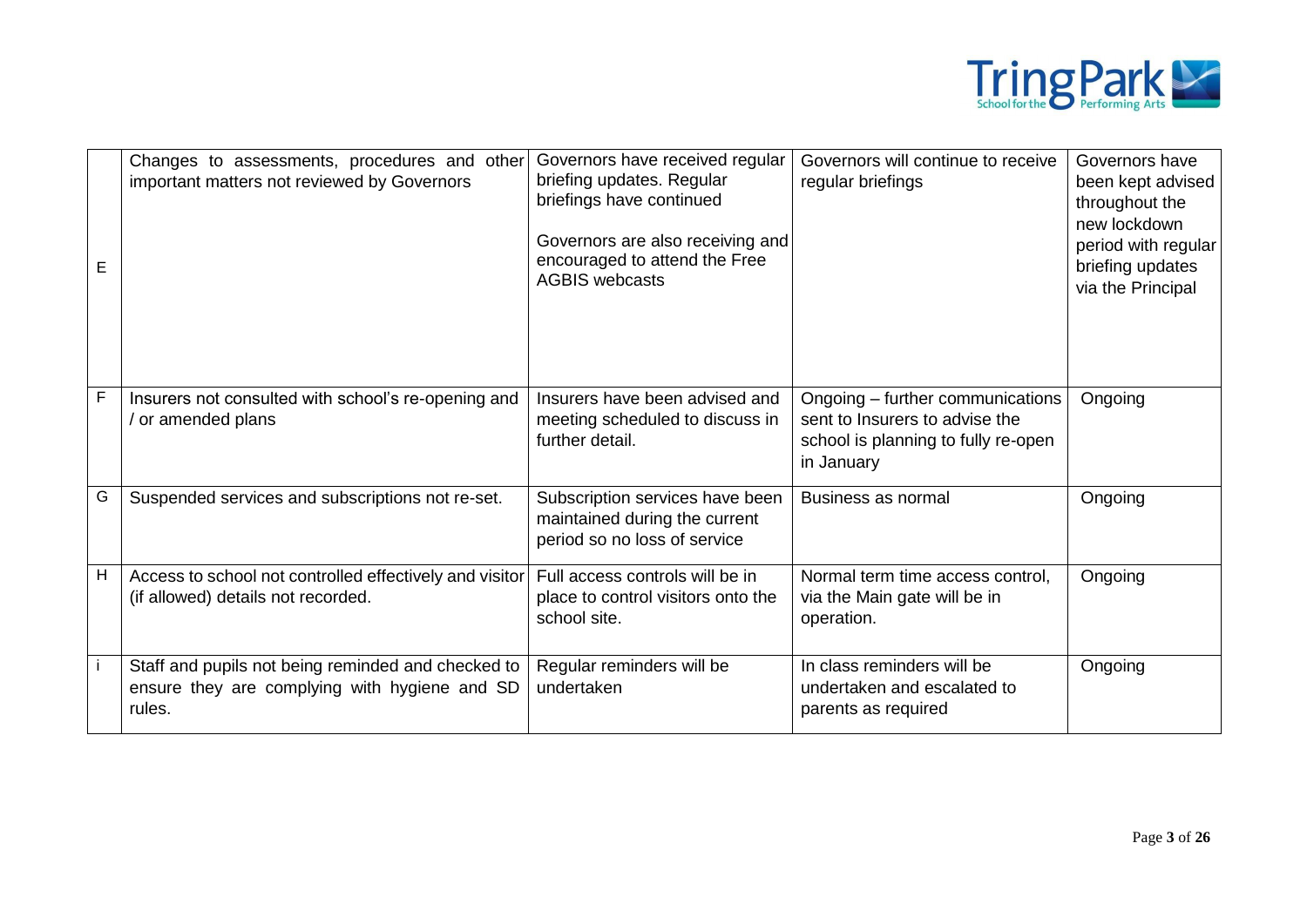| | | | | |
|---|---|---|---|---|
| E | Changes to assessments, procedures and other important matters not reviewed by Governors | Governors have received regular briefing updates. Regular briefings have continued<br><br>Governors are also receiving and encouraged to attend the Free AGBIS webcasts | Governors will continue to receive regular briefings | Governors have been kept advised throughout the new lockdown period with regular briefing updates via the Principal |
| F | Insurers not consulted with school's re-opening and / or amended plans | Insurers have been advised and meeting scheduled to discuss in further detail. | Ongoing – further communications sent to Insurers to advise the school is planning to fully re-open in January | Ongoing |
| G | Suspended services and subscriptions not re-set. | Subscription services have been maintained during the current period so no loss of service | Business as normal | Ongoing |
| H | Access to school not controlled effectively and visitor (if allowed) details not recorded. | Full access controls will be in place to control visitors onto the school site. | Normal term time access control, via the Main gate will be in operation. | Ongoing |
| i | Staff and pupils not being reminded and checked to ensure they are complying with hygiene and SD rules. | Regular reminders will be undertaken | In class reminders will be undertaken and escalated to parents as required | Ongoing |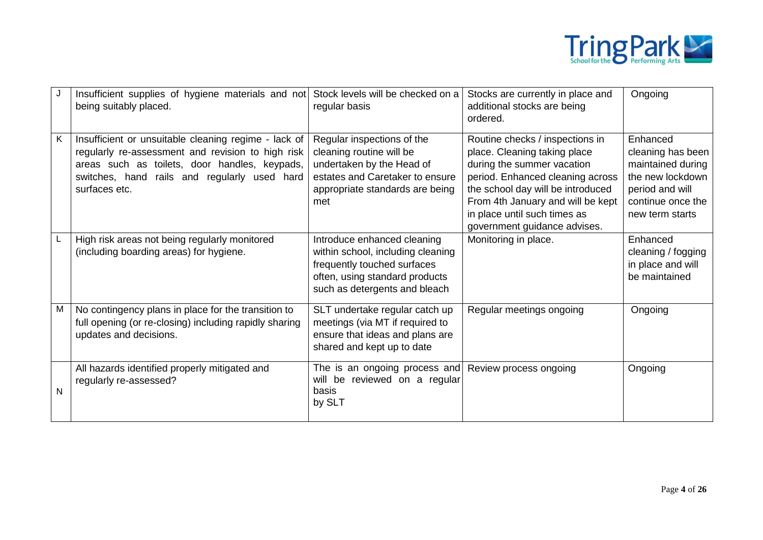| | | | | |
|---|---|---|---|---|
| J | Insufficient supplies of hygiene materials and not being suitably placed. | Stock levels will be checked on a regular basis | Stocks are currently in place and additional stocks are being ordered. | Ongoing |
| K | Insufficient or unsuitable cleaning regime - lack of regularly re-assessment and revision to high risk areas such as toilets, door handles, keypads, switches, hand rails and regularly used hard surfaces etc. | Regular inspections of the cleaning routine will be undertaken by the Head of estates and Caretaker to ensure appropriate standards are being met | Routine checks / inspections in place. Cleaning taking place during the summer vacation period. Enhanced cleaning across the school day will be introduced From 4th January and will be kept in place until such times as government guidance advises. | Enhanced cleaning has been maintained during the new lockdown period and will continue once the new term starts |
| L | High risk areas not being regularly monitored (including boarding areas) for hygiene. | Introduce enhanced cleaning within school, including cleaning frequently touched surfaces often, using standard products such as detergents and bleach | Monitoring in place. | Enhanced cleaning / fogging in place and will be maintained |
| M | No contingency plans in place for the transition to full opening (or re-closing) including rapidly sharing updates and decisions. | SLT undertake regular catch up meetings (via MT if required to ensure that ideas and plans are shared and kept up to date | Regular meetings ongoing | Ongoing |
| N | All hazards identified properly mitigated and regularly re-assessed? | The is an ongoing process and will be reviewed on a regular basis by SLT | Review process ongoing | Ongoing |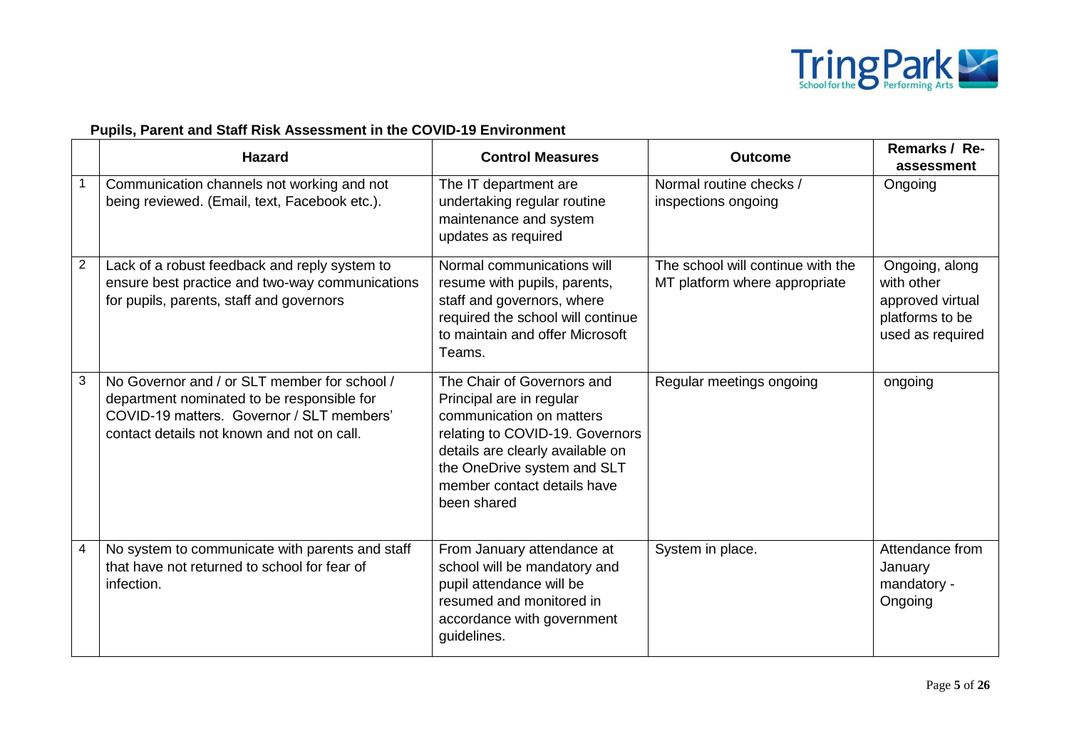**Pupils, Parent and Staff Risk Assessment in the COVID-19 Environment**

| | Hazard | Control Measures | Outcome | Remarks / Re-assessment |
|---|---|---|---|---|
| 1 | Communication channels not working and not being reviewed. (Email, text, Facebook etc.). | The IT department are undertaking regular routine maintenance and system updates as required | Normal routine checks / inspections ongoing | Ongoing |
| 2 | Lack of a robust feedback and reply system to ensure best practice and two-way communications for pupils, parents, staff and governors | Normal communications will resume with pupils, parents, staff and governors, where required the school will continue to maintain and offer Microsoft Teams. | The school will continue with the MT platform where appropriate | Ongoing, along with other approved virtual platforms to be used as required |
| 3 | No Governor and / or SLT member for school / department nominated to be responsible for COVID-19 matters. Governor / SLT members' contact details not known and not on call. | The Chair of Governors and Principal are in regular communication on matters relating to COVID-19. Governors details are clearly available on the OneDrive system and SLT member contact details have been shared | Regular meetings ongoing | ongoing |
| 4 | No system to communicate with parents and staff that have not returned to school for fear of infection. | From January attendance at school will be mandatory and pupil attendance will be resumed and monitored in accordance with government guidelines. | System in place. | Attendance from January mandatory - Ongoing |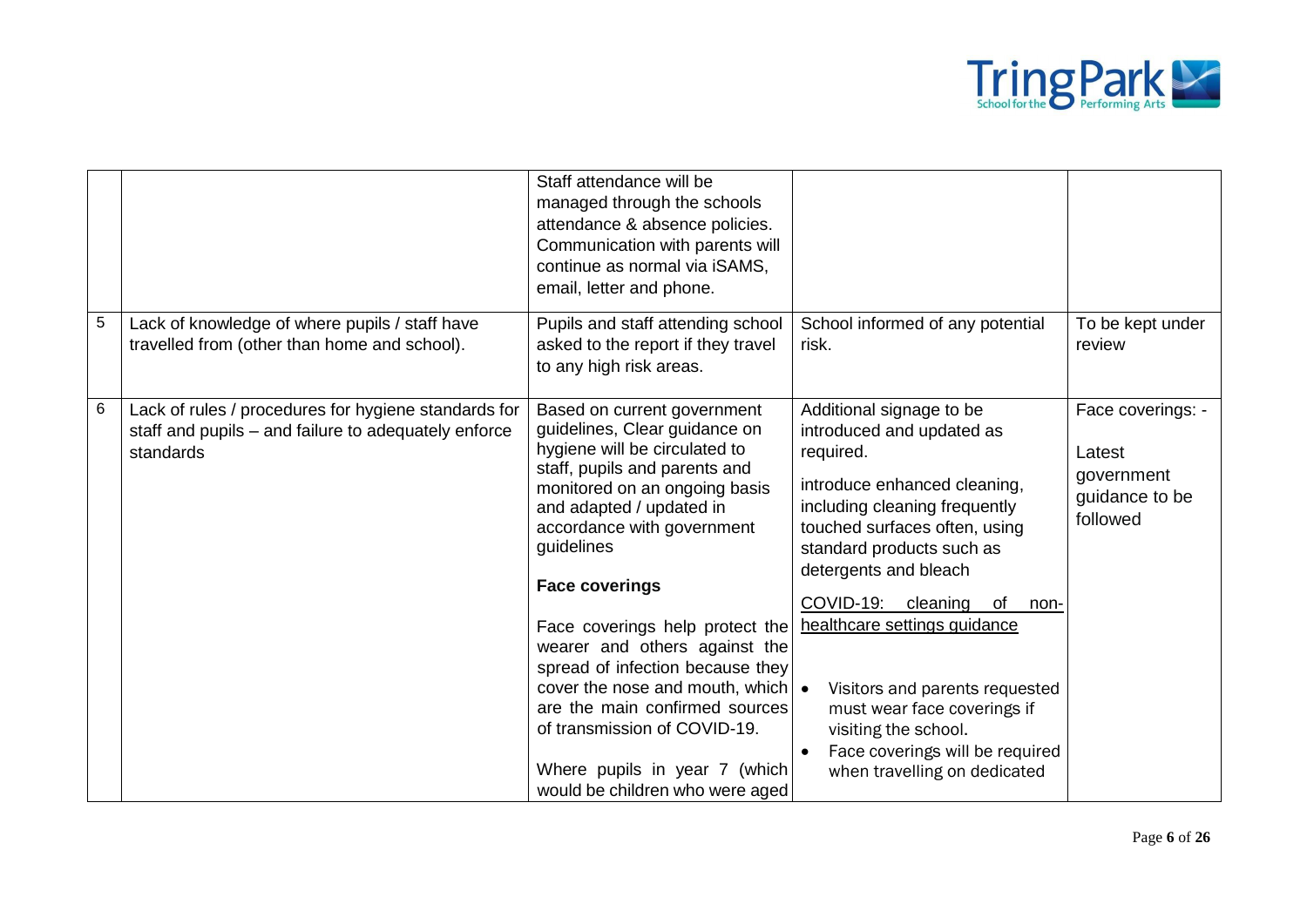| | | | | |
|---|---|---|---|---|
| | | Staff attendance will be managed through the schools attendance & absence policies. Communication with parents will continue as normal via iSAMS, email, letter and phone. | | |
| 5 | Lack of knowledge of where pupils / staff have travelled from (other than home and school). | Pupils and staff attending school asked to the report if they travel to any high risk areas. | School informed of any potential risk. | To be kept under review |
| 6 | Lack of rules / procedures for hygiene standards for staff and pupils – and failure to adequately enforce standards | Based on current government guidelines, Clear guidance on hygiene will be circulated to staff, pupils and parents and monitored on an ongoing basis and adapted / updated in accordance with government guidelines<br><br>**Face coverings**<br><br>Face coverings help protect the wearer and others against the spread of infection because they cover the nose and mouth, which are the main confirmed sources of transmission of COVID-19.<br><br>Where pupils in year 7 (which would be children who were aged | Additional signage to be introduced and updated as required.<br><br>introduce enhanced cleaning, including cleaning frequently touched surfaces often, using standard products such as detergents and bleach<br><br><u>COVID-19: cleaning of non-healthcare settings guidance</u><br><br>• Visitors and parents requested must wear face coverings if visiting the school.<br>• Face coverings will be required when travelling on dedicated | Face coverings: -<br><br>Latest government guidance to be followed |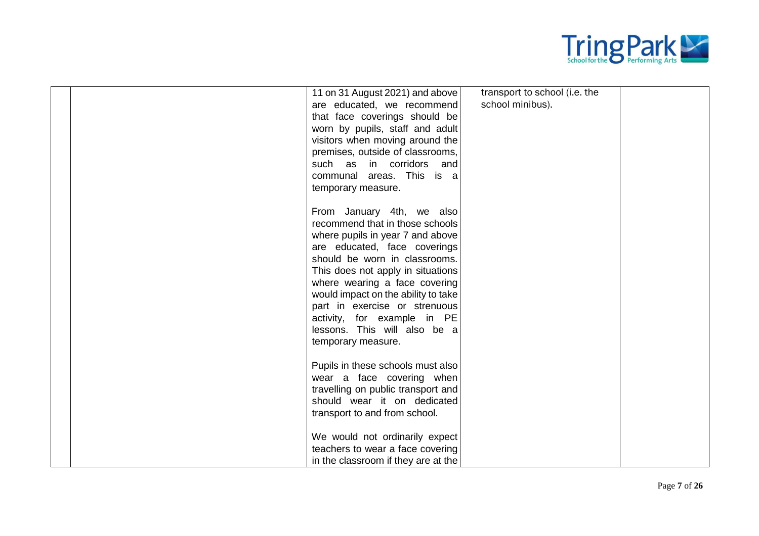| | | | | |
|---|---|---|---|---|
| | | 11 on 31 August 2021) and above are educated, we recommend that face coverings should be worn by pupils, staff and adult visitors when moving around the premises, outside of classrooms, such as in corridors and communal areas. This is a temporary measure.<br><br>From January 4th, we also recommend that in those schools where pupils in year 7 and above are educated, face coverings should be worn in classrooms. This does not apply in situations where wearing a face covering would impact on the ability to take part in exercise or strenuous activity, for example in PE lessons. This will also be a temporary measure.<br><br>Pupils in these schools must also wear a face covering when travelling on public transport and should wear it on dedicated transport to and from school.<br><br>We would not ordinarily expect teachers to wear a face covering in the classroom if they are at the | transport to school (i.e. the school minibus). | |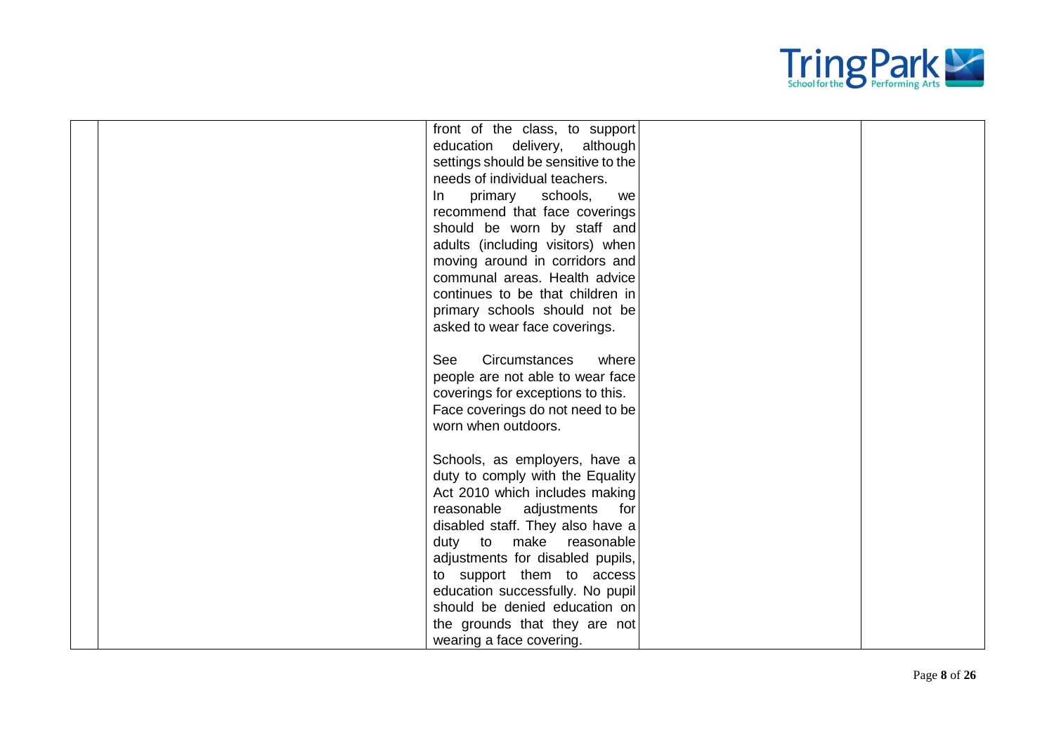| | | | | |
|---|---|---|---|---|
| | | front of the class, to support education delivery, although settings should be sensitive to the needs of individual teachers.<br>In primary schools, we recommend that face coverings should be worn by staff and adults (including visitors) when moving around in corridors and communal areas. Health advice continues to be that children in primary schools should not be asked to wear face coverings.<br><br>See Circumstances where people are not able to wear face coverings for exceptions to this.<br>Face coverings do not need to be worn when outdoors.<br><br>Schools, as employers, have a duty to comply with the Equality Act 2010 which includes making reasonable adjustments for disabled staff. They also have a duty to make reasonable adjustments for disabled pupils, to support them to access education successfully. No pupil should be denied education on the grounds that they are not wearing a face covering. | | |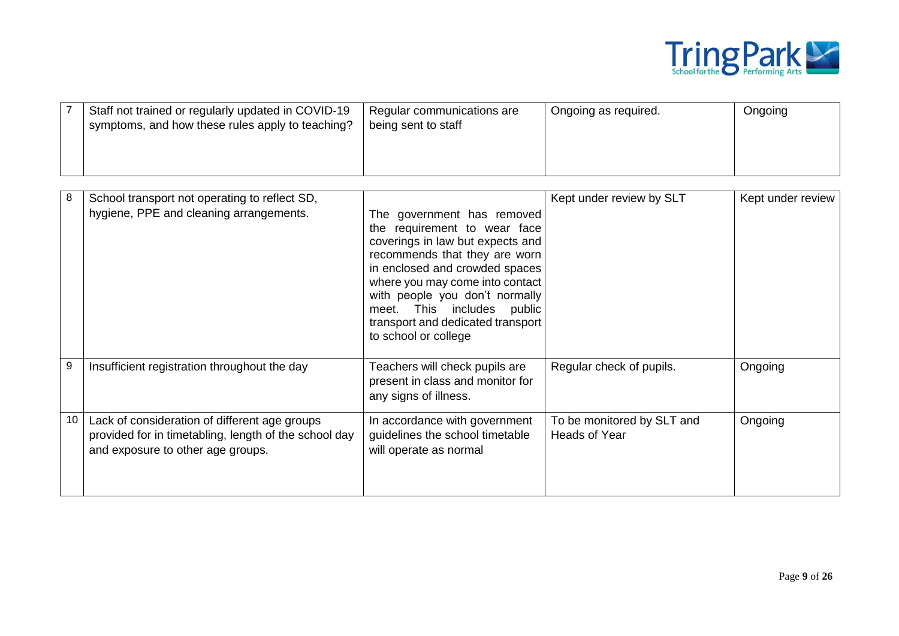| | | | | |
|---|---|---|---|---|
| 7 | Staff not trained or regularly updated in COVID-19 symptoms, and how these rules apply to teaching? | Regular communications are being sent to staff | Ongoing as required. | Ongoing |
| 8 | School transport not operating to reflect SD, hygiene, PPE and cleaning arrangements. | The government has removed the requirement to wear face coverings in law but expects and recommends that they are worn in enclosed and crowded spaces where you may come into contact with people you don't normally meet. This includes public transport and dedicated transport to school or college | Kept under review by SLT | Kept under review |
| 9 | Insufficient registration throughout the day | Teachers will check pupils are present in class and monitor for any signs of illness. | Regular check of pupils. | Ongoing |
| 10 | Lack of consideration of different age groups provided for in timetabling, length of the school day and exposure to other age groups. | In accordance with government guidelines the school timetable will operate as normal | To be monitored by SLT and Heads of Year | Ongoing |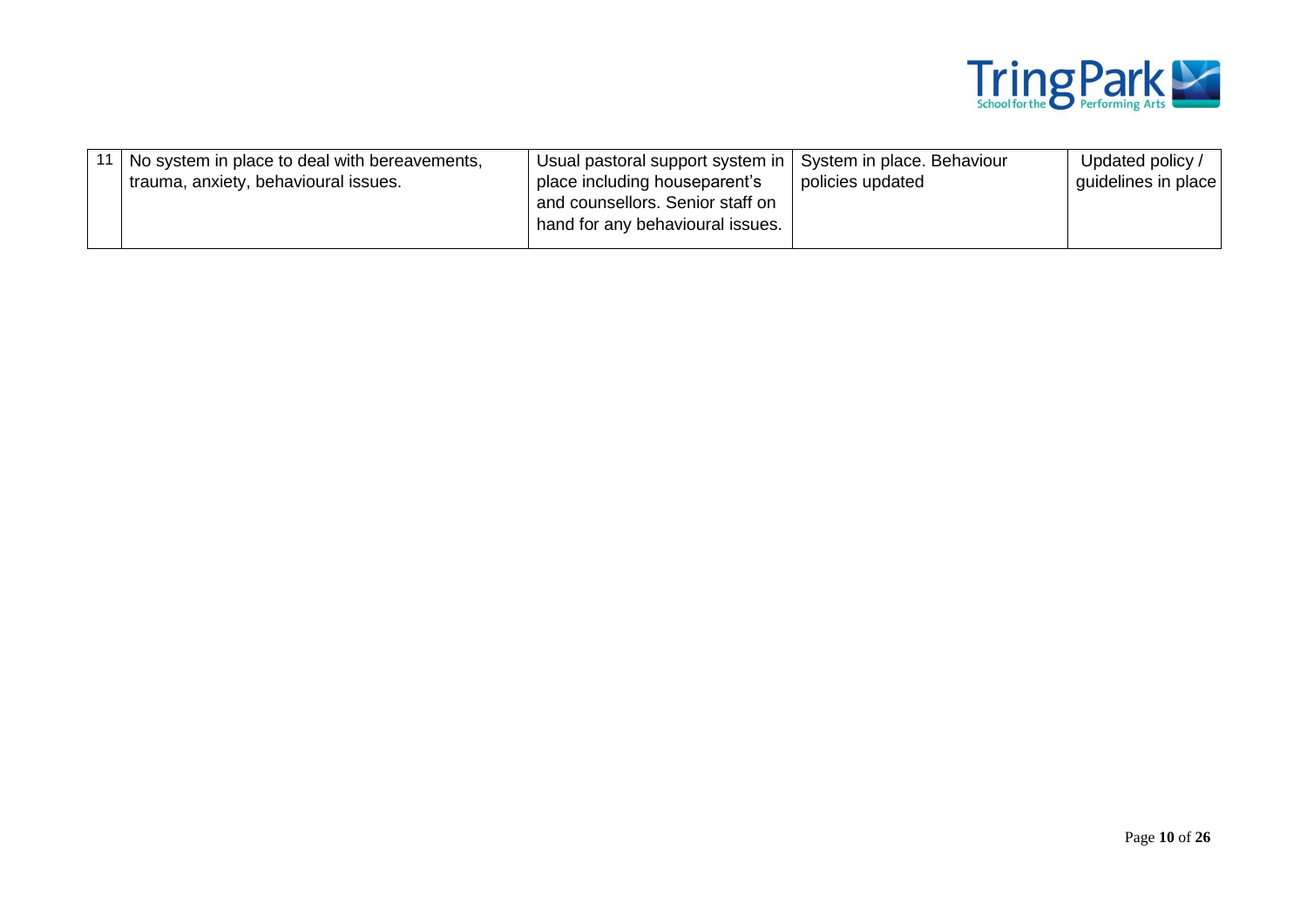| 11 | No system in place to deal with bereavements, trauma, anxiety, behavioural issues. | Usual pastoral support system in place including houseparent's and counsellors. Senior staff on hand for any behavioural issues. | System in place. Behaviour policies updated | Updated policy / guidelines in place |
|---|---|---|---|---|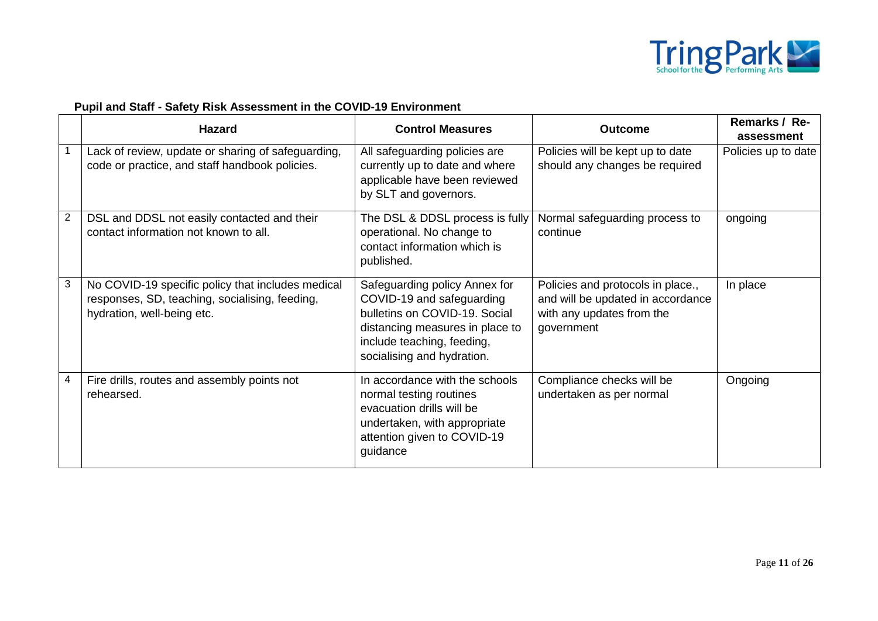**Pupil and Staff - Safety Risk Assessment in the COVID-19 Environment**

| | Hazard | Control Measures | Outcome | Remarks / Re-assessment |
|---|---|---|---|---|
| 1 | Lack of review, update or sharing of safeguarding, code or practice, and staff handbook policies. | All safeguarding policies are currently up to date and where applicable have been reviewed by SLT and governors. | Policies will be kept up to date should any changes be required | Policies up to date |
| 2 | DSL and DDSL not easily contacted and their contact information not known to all. | The DSL & DDSL process is fully operational. No change to contact information which is published. | Normal safeguarding process to continue | ongoing |
| 3 | No COVID-19 specific policy that includes medical responses, SD, teaching, socialising, feeding, hydration, well-being etc. | Safeguarding policy Annex for COVID-19 and safeguarding bulletins on COVID-19. Social distancing measures in place to include teaching, feeding, socialising and hydration. | Policies and protocols in place., and will be updated in accordance with any updates from the government | In place |
| 4 | Fire drills, routes and assembly points not rehearsed. | In accordance with the schools normal testing routines evacuation drills will be undertaken, with appropriate attention given to COVID-19 guidance | Compliance checks will be undertaken as per normal | Ongoing |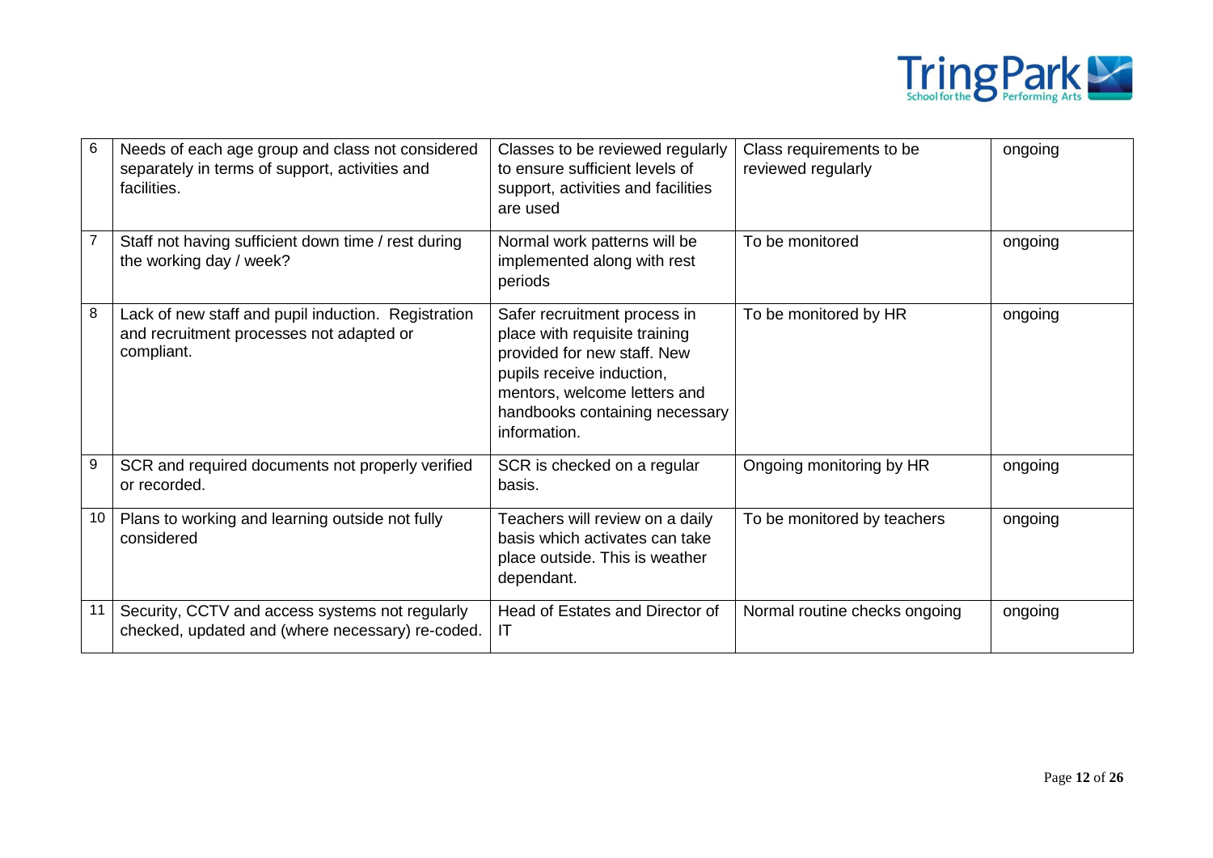| | | | | |
|---|---|---|---|---|
| 6 | Needs of each age group and class not considered separately in terms of support, activities and facilities. | Classes to be reviewed regularly to ensure sufficient levels of support, activities and facilities are used | Class requirements to be reviewed regularly | ongoing |
| 7 | Staff not having sufficient down time / rest during the working day / week? | Normal work patterns will be implemented along with rest periods | To be monitored | ongoing |
| 8 | Lack of new staff and pupil induction. Registration and recruitment processes not adapted or compliant. | Safer recruitment process in place with requisite training provided for new staff. New pupils receive induction, mentors, welcome letters and handbooks containing necessary information. | To be monitored by HR | ongoing |
| 9 | SCR and required documents not properly verified or recorded. | SCR is checked on a regular basis. | Ongoing monitoring by HR | ongoing |
| 10 | Plans to working and learning outside not fully considered | Teachers will review on a daily basis which activates can take place outside. This is weather dependant. | To be monitored by teachers | ongoing |
| 11 | Security, CCTV and access systems not regularly checked, updated and (where necessary) re-coded. | Head of Estates and Director of IT | Normal routine checks ongoing | ongoing |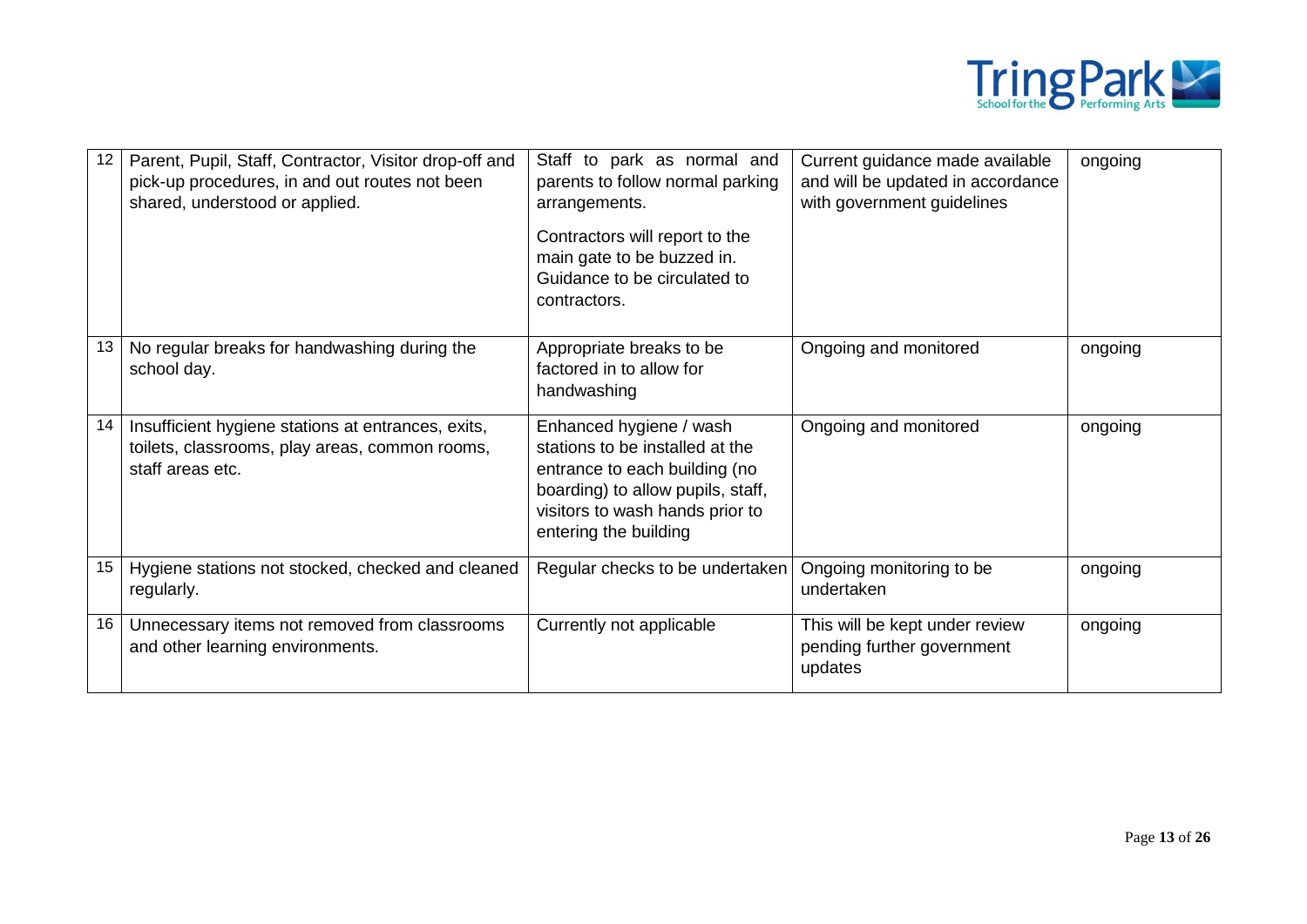| 12 | Parent, Pupil, Staff, Contractor, Visitor drop-off and pick-up procedures, in and out routes not been shared, understood or applied. | Staff to park as normal and parents to follow normal parking arrangements.<br><br>Contractors will report to the main gate to be buzzed in. Guidance to be circulated to contractors. | Current guidance made available and will be updated in accordance with government guidelines | ongoing |
|---|---|---|---|---|
| 13 | No regular breaks for handwashing during the school day. | Appropriate breaks to be factored in to allow for handwashing | Ongoing and monitored | ongoing |
| 14 | Insufficient hygiene stations at entrances, exits, toilets, classrooms, play areas, common rooms, staff areas etc. | Enhanced hygiene / wash stations to be installed at the entrance to each building (no boarding) to allow pupils, staff, visitors to wash hands prior to entering the building | Ongoing and monitored | ongoing |
| 15 | Hygiene stations not stocked, checked and cleaned regularly. | Regular checks to be undertaken | Ongoing monitoring to be undertaken | ongoing |
| 16 | Unnecessary items not removed from classrooms and other learning environments. | Currently not applicable | This will be kept under review pending further government updates | ongoing |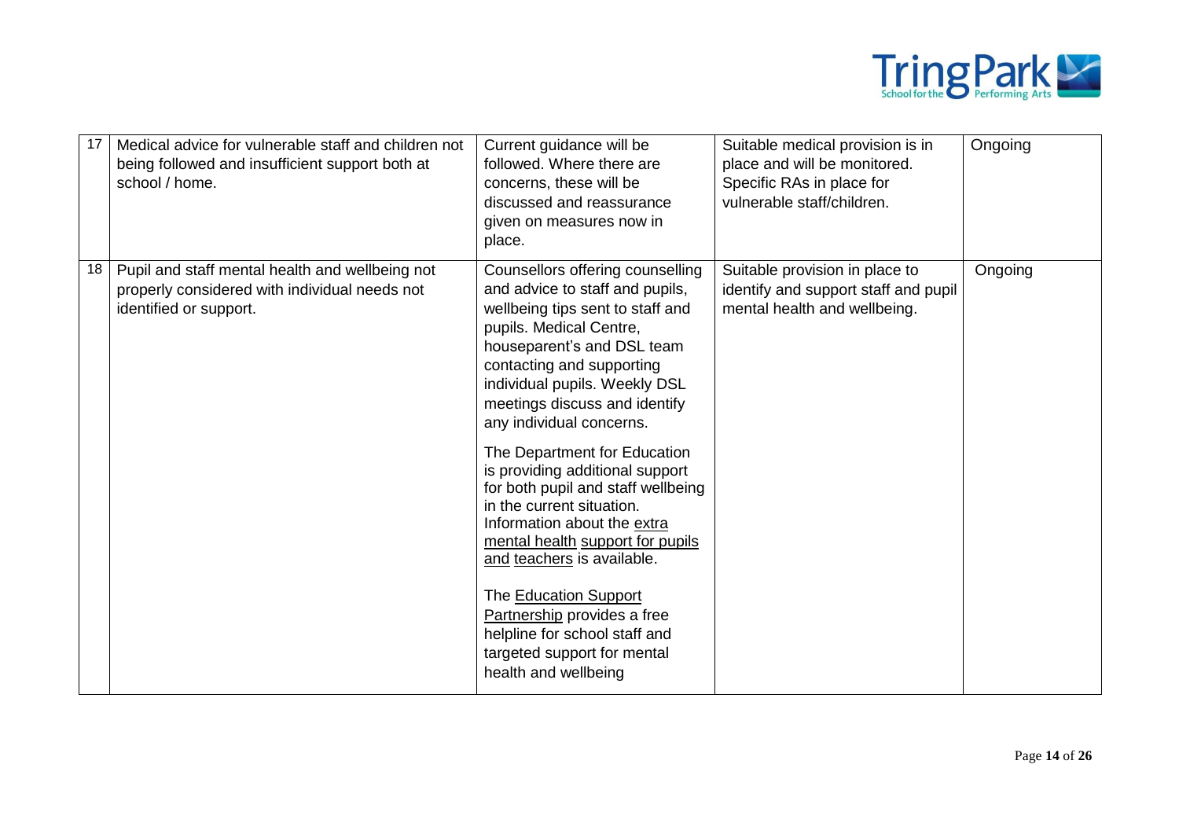| 17 | Medical advice for vulnerable staff and children not being followed and insufficient support both at school / home. | Current guidance will be followed. Where there are concerns, these will be discussed and reassurance given on measures now in place. | Suitable medical provision is in place and will be monitored. Specific RAs in place for vulnerable staff/children. | Ongoing |
|---|---|---|---|---|
| 18 | Pupil and staff mental health and wellbeing not properly considered with individual needs not identified or support. | Counsellors offering counselling and advice to staff and pupils, wellbeing tips sent to staff and pupils. Medical Centre, houseparent's and DSL team contacting and supporting individual pupils. Weekly DSL meetings discuss and identify any individual concerns.<br><br>The Department for Education is providing additional support for both pupil and staff wellbeing in the current situation. Information about the extra mental health support for pupils and teachers is available.<br><br>The Education Support Partnership provides a free helpline for school staff and targeted support for mental health and wellbeing | Suitable provision in place to identify and support staff and pupil mental health and wellbeing. | Ongoing |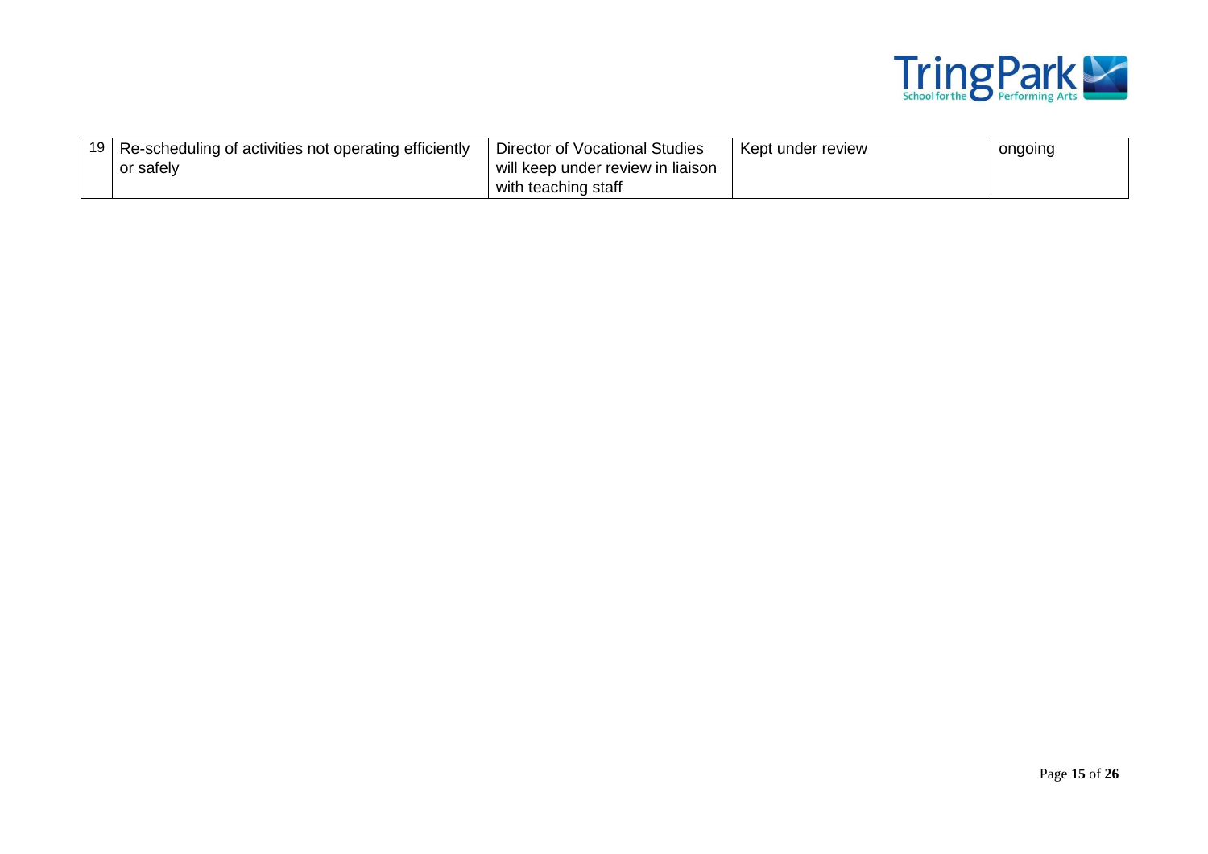| 19 | Re-scheduling of activities not operating efficiently or safely | Director of Vocational Studies will keep under review in liaison with teaching staff | Kept under review | ongoing |
|---|---|---|---|---|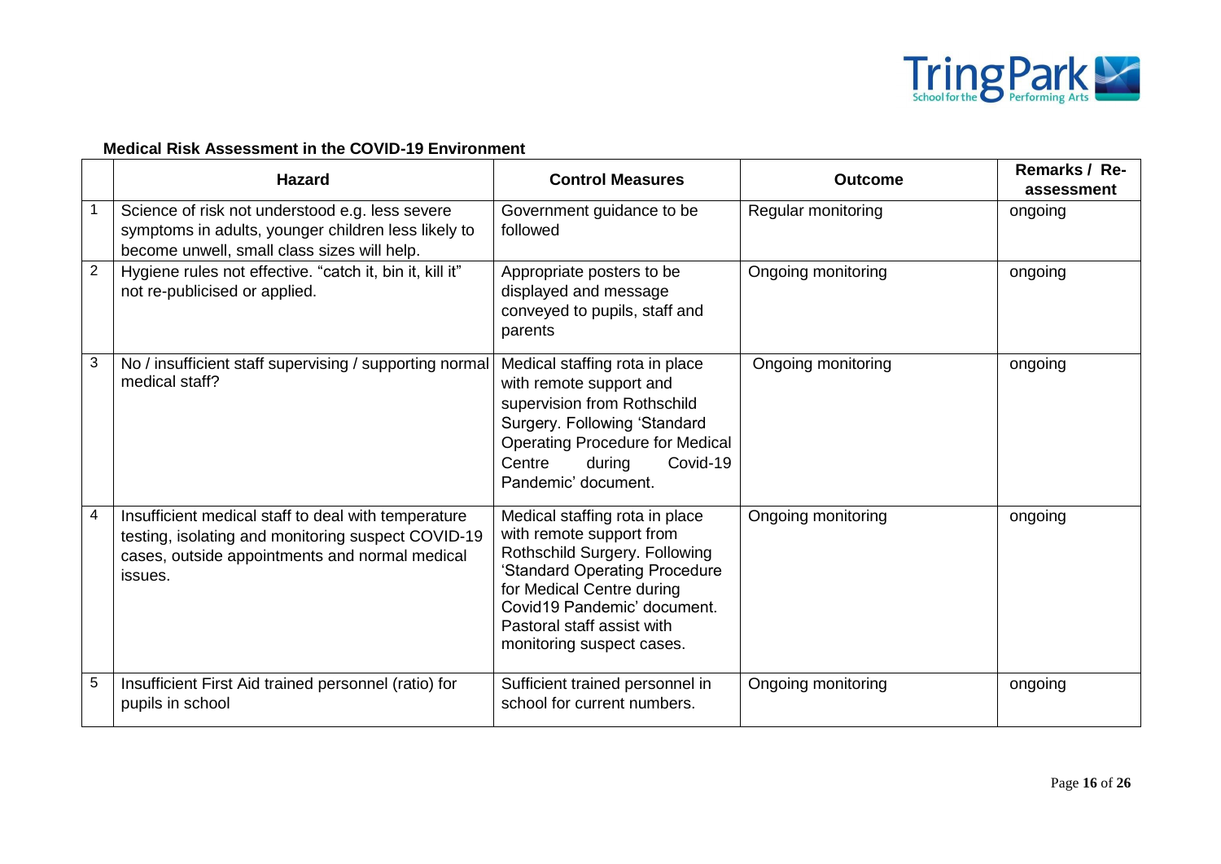**Medical Risk Assessment in the COVID-19 Environment**

| | Hazard | Control Measures | Outcome | Remarks / Re-assessment |
|---|---|---|---|---|
| 1 | Science of risk not understood e.g. less severe symptoms in adults, younger children less likely to become unwell, small class sizes will help. | Government guidance to be followed | Regular monitoring | ongoing |
| 2 | Hygiene rules not effective. "catch it, bin it, kill it" not re-publicised or applied. | Appropriate posters to be displayed and message conveyed to pupils, staff and parents | Ongoing monitoring | ongoing |
| 3 | No / insufficient staff supervising / supporting normal medical staff? | Medical staffing rota in place with remote support and supervision from Rothschild Surgery. Following 'Standard Operating Procedure for Medical Centre during Covid-19 Pandemic' document. | Ongoing monitoring | ongoing |
| 4 | Insufficient medical staff to deal with temperature testing, isolating and monitoring suspect COVID-19 cases, outside appointments and normal medical issues. | Medical staffing rota in place with remote support from Rothschild Surgery. Following 'Standard Operating Procedure for Medical Centre during Covid19 Pandemic' document. Pastoral staff assist with monitoring suspect cases. | Ongoing monitoring | ongoing |
| 5 | Insufficient First Aid trained personnel (ratio) for pupils in school | Sufficient trained personnel in school for current numbers. | Ongoing monitoring | ongoing |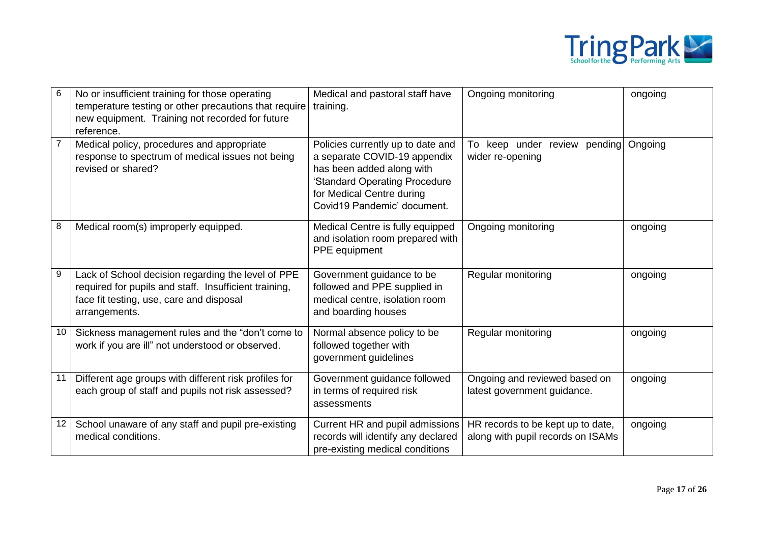| | | | | |
|---|---|---|---|---|
| 6 | No or insufficient training for those operating temperature testing or other precautions that require new equipment. Training not recorded for future reference. | Medical and pastoral staff have training. | Ongoing monitoring | ongoing |
| 7 | Medical policy, procedures and appropriate response to spectrum of medical issues not being revised or shared? | Policies currently up to date and a separate COVID-19 appendix has been added along with 'Standard Operating Procedure for Medical Centre during Covid19 Pandemic' document. | To keep under review pending wider re-opening | Ongoing |
| 8 | Medical room(s) improperly equipped. | Medical Centre is fully equipped and isolation room prepared with PPE equipment | Ongoing monitoring | ongoing |
| 9 | Lack of School decision regarding the level of PPE required for pupils and staff. Insufficient training, face fit testing, use, care and disposal arrangements. | Government guidance to be followed and PPE supplied in medical centre, isolation room and boarding houses | Regular monitoring | ongoing |
| 10 | Sickness management rules and the "don't come to work if you are ill" not understood or observed. | Normal absence policy to be followed together with government guidelines | Regular monitoring | ongoing |
| 11 | Different age groups with different risk profiles for each group of staff and pupils not risk assessed? | Government guidance followed in terms of required risk assessments | Ongoing and reviewed based on latest government guidance. | ongoing |
| 12 | School unaware of any staff and pupil pre-existing medical conditions. | Current HR and pupil admissions records will identify any declared pre-existing medical conditions | HR records to be kept up to date, along with pupil records on ISAMs | ongoing |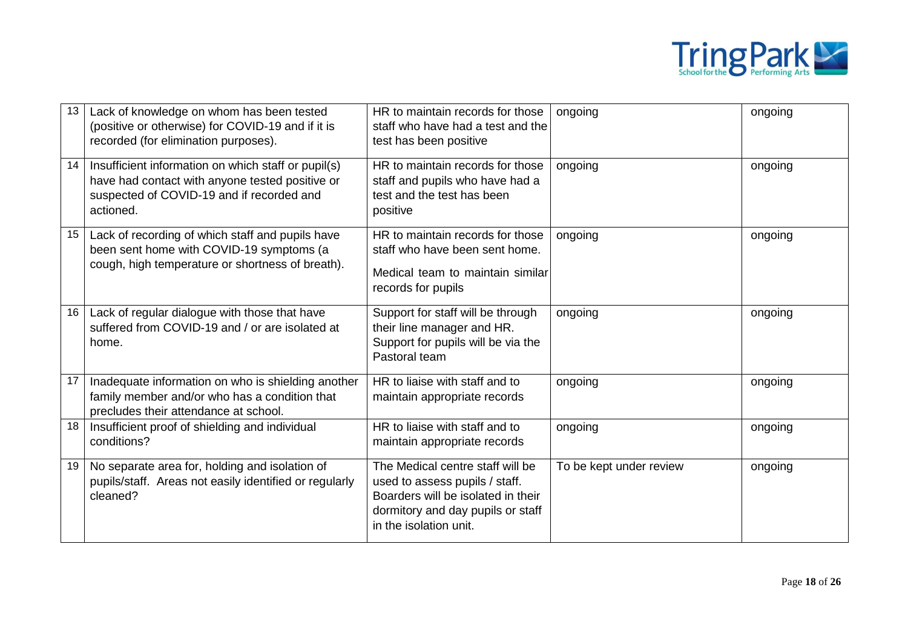| | | | | |
|---|---|---|---|---|
| 13 | Lack of knowledge on whom has been tested (positive or otherwise) for COVID-19 and if it is recorded (for elimination purposes). | HR to maintain records for those staff who have had a test and the test has been positive | ongoing | ongoing |
| 14 | Insufficient information on which staff or pupil(s) have had contact with anyone tested positive or suspected of COVID-19 and if recorded and actioned. | HR to maintain records for those staff and pupils who have had a test and the test has been positive | ongoing | ongoing |
| 15 | Lack of recording of which staff and pupils have been sent home with COVID-19 symptoms (a cough, high temperature or shortness of breath). | HR to maintain records for those staff who have been sent home.<br><br>Medical team to maintain similar records for pupils | ongoing | ongoing |
| 16 | Lack of regular dialogue with those that have suffered from COVID-19 and / or are isolated at home. | Support for staff will be through their line manager and HR. Support for pupils will be via the Pastoral team | ongoing | ongoing |
| 17 | Inadequate information on who is shielding another family member and/or who has a condition that precludes their attendance at school. | HR to liaise with staff and to maintain appropriate records | ongoing | ongoing |
| 18 | Insufficient proof of shielding and individual conditions? | HR to liaise with staff and to maintain appropriate records | ongoing | ongoing |
| 19 | No separate area for, holding and isolation of pupils/staff. Areas not easily identified or regularly cleaned? | The Medical centre staff will be used to assess pupils / staff. Boarders will be isolated in their dormitory and day pupils or staff in the isolation unit. | To be kept under review | ongoing |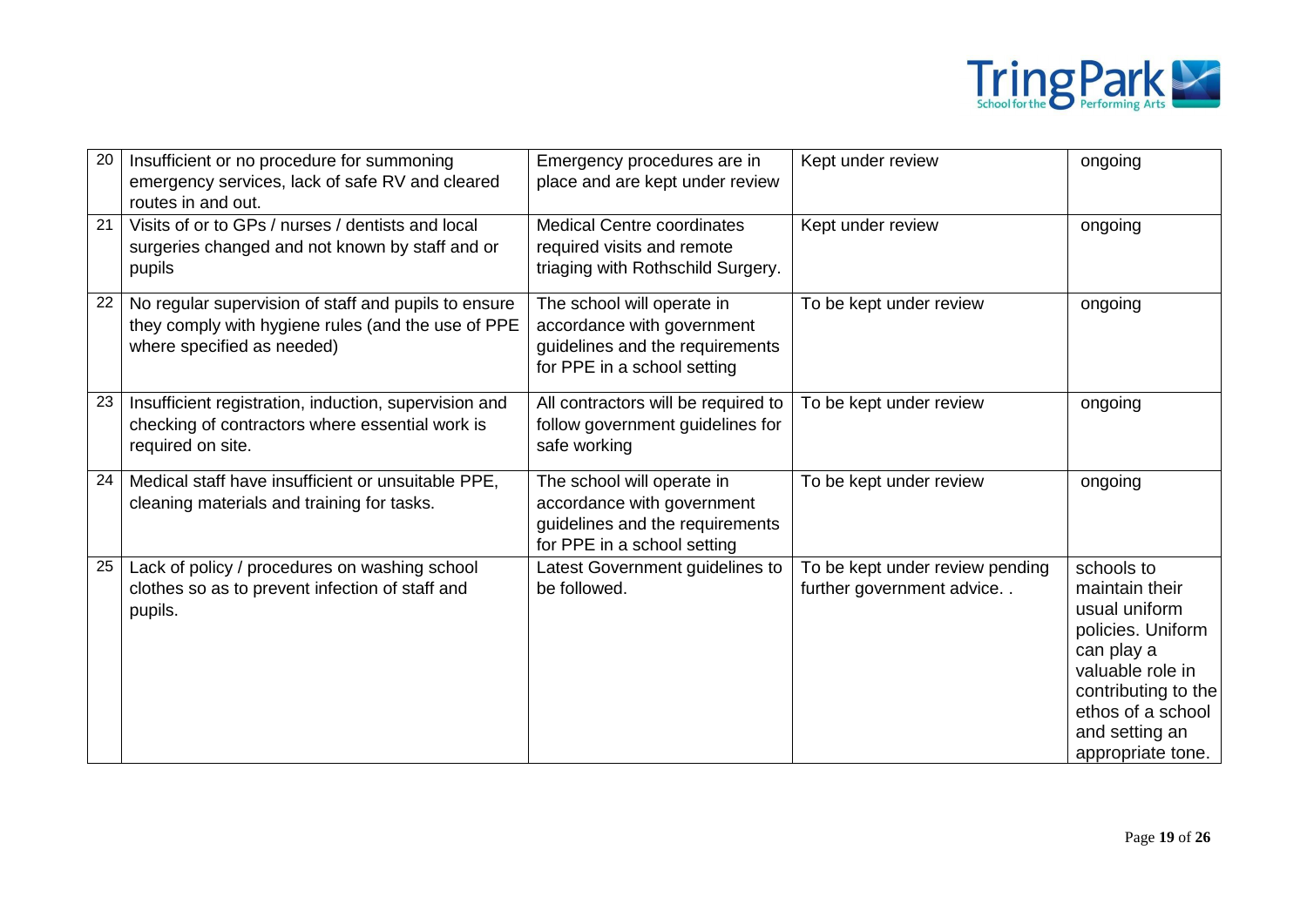| 20 | Insufficient or no procedure for summoning emergency services, lack of safe RV and cleared routes in and out. | Emergency procedures are in place and are kept under review | Kept under review | ongoing |
|---|---|---|---|---|
| 21 | Visits of or to GPs / nurses / dentists and local surgeries changed and not known by staff and or pupils | Medical Centre coordinates required visits and remote triaging with Rothschild Surgery. | Kept under review | ongoing |
| 22 | No regular supervision of staff and pupils to ensure they comply with hygiene rules (and the use of PPE where specified as needed) | The school will operate in accordance with government guidelines and the requirements for PPE in a school setting | To be kept under review | ongoing |
| 23 | Insufficient registration, induction, supervision and checking of contractors where essential work is required on site. | All contractors will be required to follow government guidelines for safe working | To be kept under review | ongoing |
| 24 | Medical staff have insufficient or unsuitable PPE, cleaning materials and training for tasks. | The school will operate in accordance with government guidelines and the requirements for PPE in a school setting | To be kept under review | ongoing |
| 25 | Lack of policy / procedures on washing school clothes so as to prevent infection of staff and pupils. | Latest Government guidelines to be followed. | To be kept under review pending further government advice. . | schools to maintain their usual uniform policies. Uniform can play a valuable role in contributing to the ethos of a school and setting an appropriate tone. |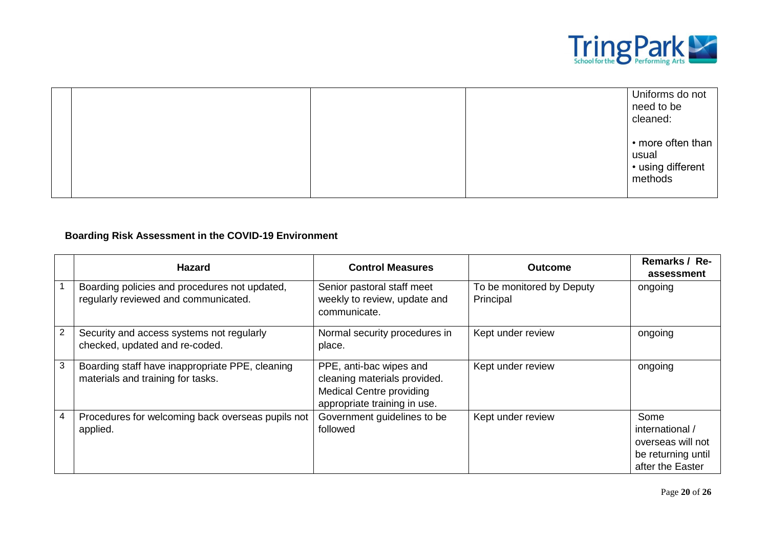| | | | | |
|---|---|---|---|---|
| | | | | Uniforms do not need to be cleaned:<br><br>• more often than usual<br>• using different methods |

**Boarding Risk Assessment in the COVID-19 Environment**

| | Hazard | Control Measures | Outcome | Remarks / Re-assessment |
|---|---|---|---|---|
| 1 | Boarding policies and procedures not updated, regularly reviewed and communicated. | Senior pastoral staff meet weekly to review, update and communicate. | To be monitored by Deputy Principal | ongoing |
| 2 | Security and access systems not regularly checked, updated and re-coded. | Normal security procedures in place. | Kept under review | ongoing |
| 3 | Boarding staff have inappropriate PPE, cleaning materials and training for tasks. | PPE, anti-bac wipes and cleaning materials provided. Medical Centre providing appropriate training in use. | Kept under review | ongoing |
| 4 | Procedures for welcoming back overseas pupils not applied. | Government guidelines to be followed | Kept under review | Some international / overseas will not be returning until after the Easter |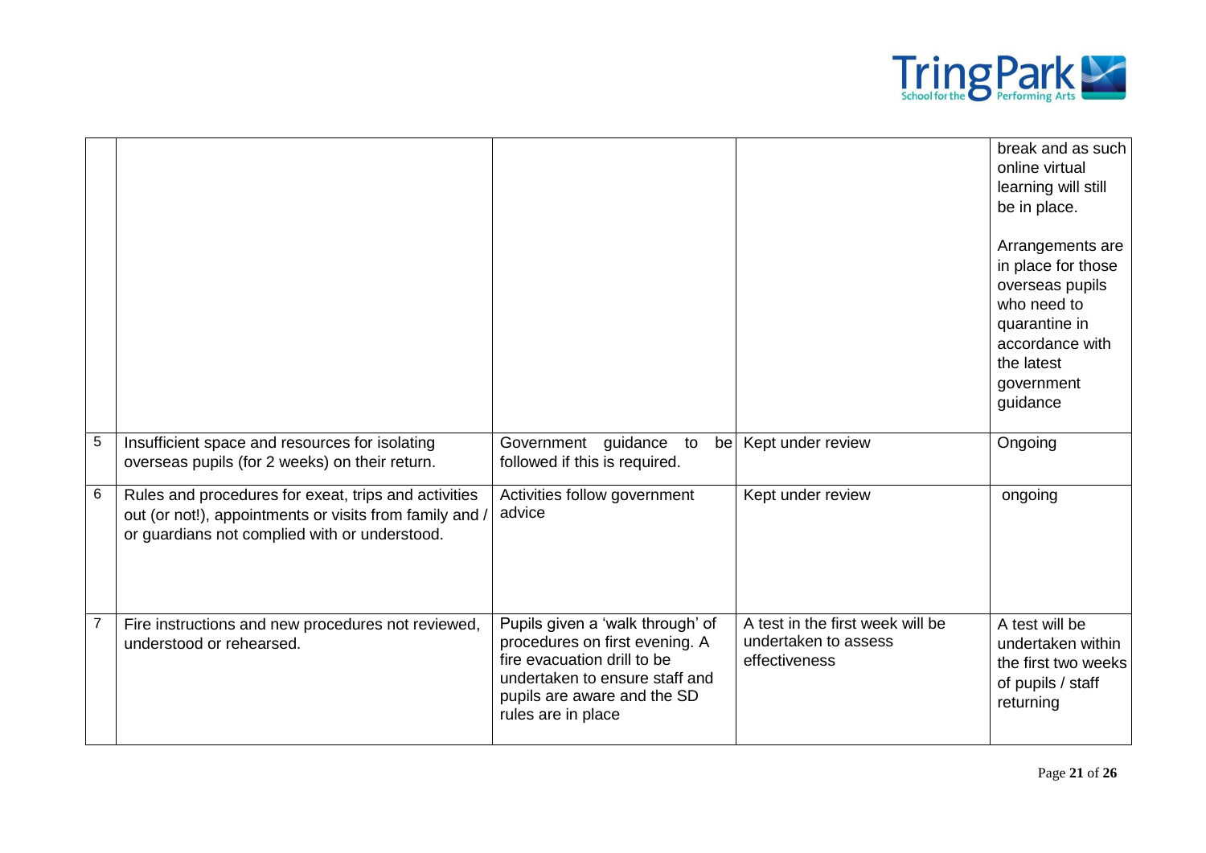| | | | | |
|---|---|---|---|---|
| | | | | break and as such online virtual learning will still be in place.<br><br>Arrangements are in place for those overseas pupils who need to quarantine in accordance with the latest government guidance |
| 5 | Insufficient space and resources for isolating overseas pupils (for 2 weeks) on their return. | Government guidance to be followed if this is required. | Kept under review | Ongoing |
| 6 | Rules and procedures for exeat, trips and activities out (or not!), appointments or visits from family and / or guardians not complied with or understood. | Activities follow government advice | Kept under review | ongoing |
| 7 | Fire instructions and new procedures not reviewed, understood or rehearsed. | Pupils given a 'walk through' of procedures on first evening. A fire evacuation drill to be undertaken to ensure staff and pupils are aware and the SD rules are in place | A test in the first week will be undertaken to assess effectiveness | A test will be undertaken within the first two weeks of pupils / staff returning |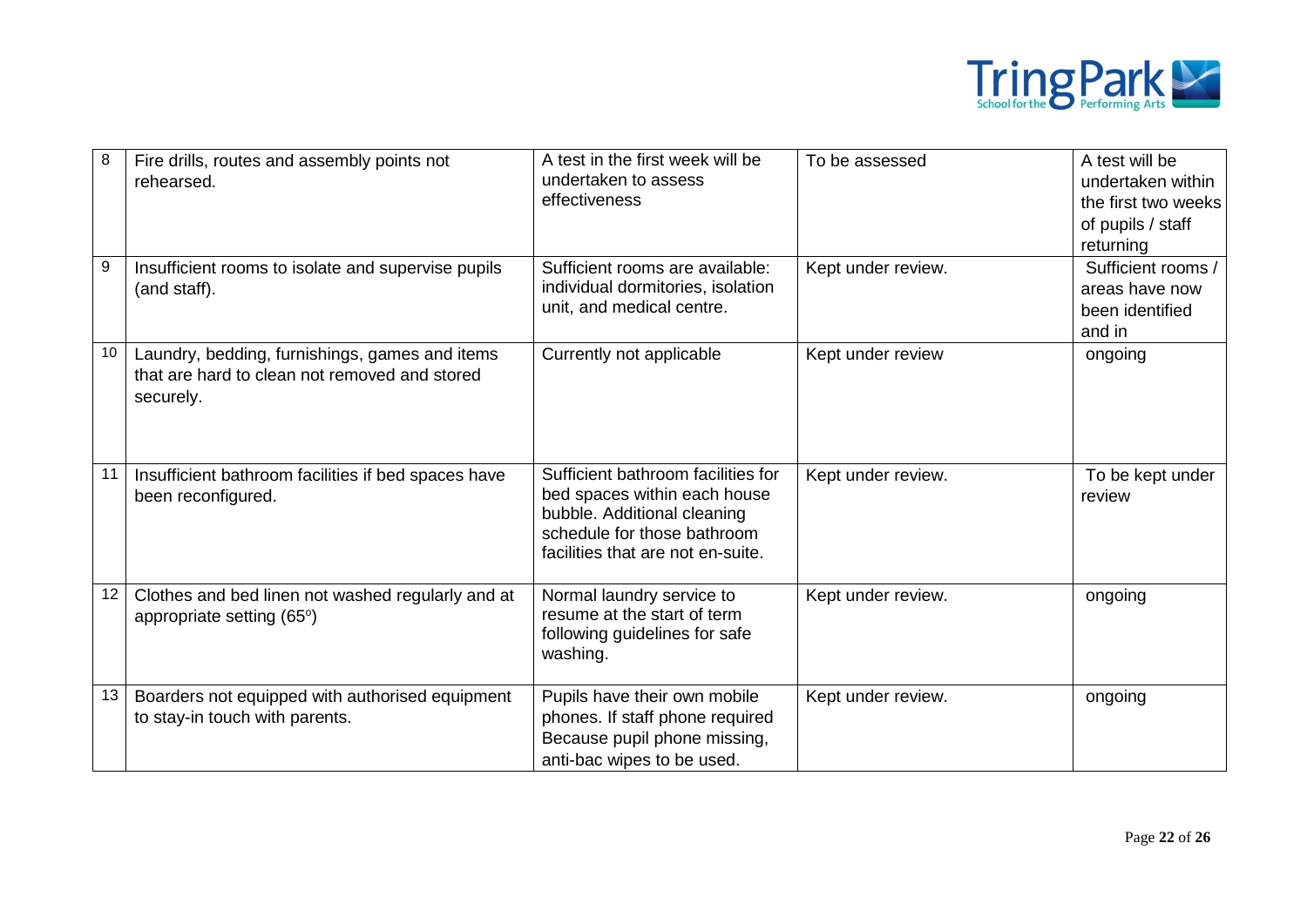| 8 | Fire drills, routes and assembly points not rehearsed. | A test in the first week will be undertaken to assess effectiveness | To be assessed | A test will be undertaken within the first two weeks of pupils / staff returning |
|---|---|---|---|---|
| 9 | Insufficient rooms to isolate and supervise pupils (and staff). | Sufficient rooms are available: individual dormitories, isolation unit, and medical centre. | Kept under review. | Sufficient rooms / areas have now been identified and in |
| 10 | Laundry, bedding, furnishings, games and items that are hard to clean not removed and stored securely. | Currently not applicable | Kept under review | ongoing |
| 11 | Insufficient bathroom facilities if bed spaces have been reconfigured. | Sufficient bathroom facilities for bed spaces within each house bubble. Additional cleaning schedule for those bathroom facilities that are not en-suite. | Kept under review. | To be kept under review |
| 12 | Clothes and bed linen not washed regularly and at appropriate setting (65º) | Normal laundry service to resume at the start of term following guidelines for safe washing. | Kept under review. | ongoing |
| 13 | Boarders not equipped with authorised equipment to stay-in touch with parents. | Pupils have their own mobile phones. If staff phone required Because pupil phone missing, anti-bac wipes to be used. | Kept under review. | ongoing |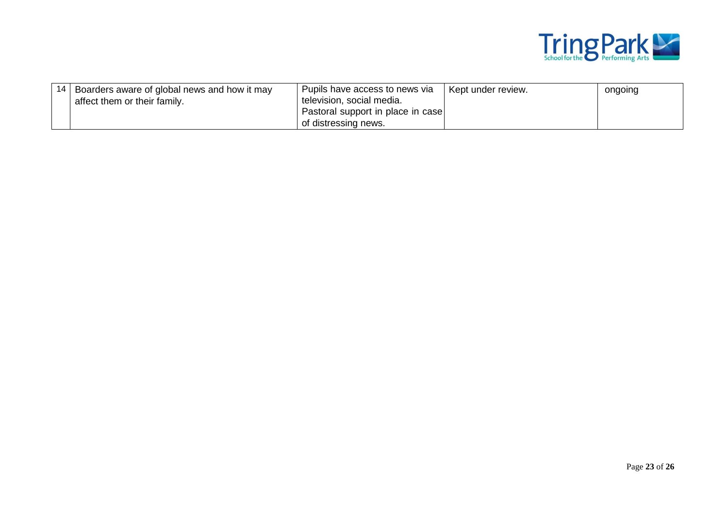| 14 | Boarders aware of global news and how it may affect them or their family. | Pupils have access to news via television, social media. Pastoral support in place in case of distressing news. | Kept under review. | ongoing |
|---|---|---|---|---|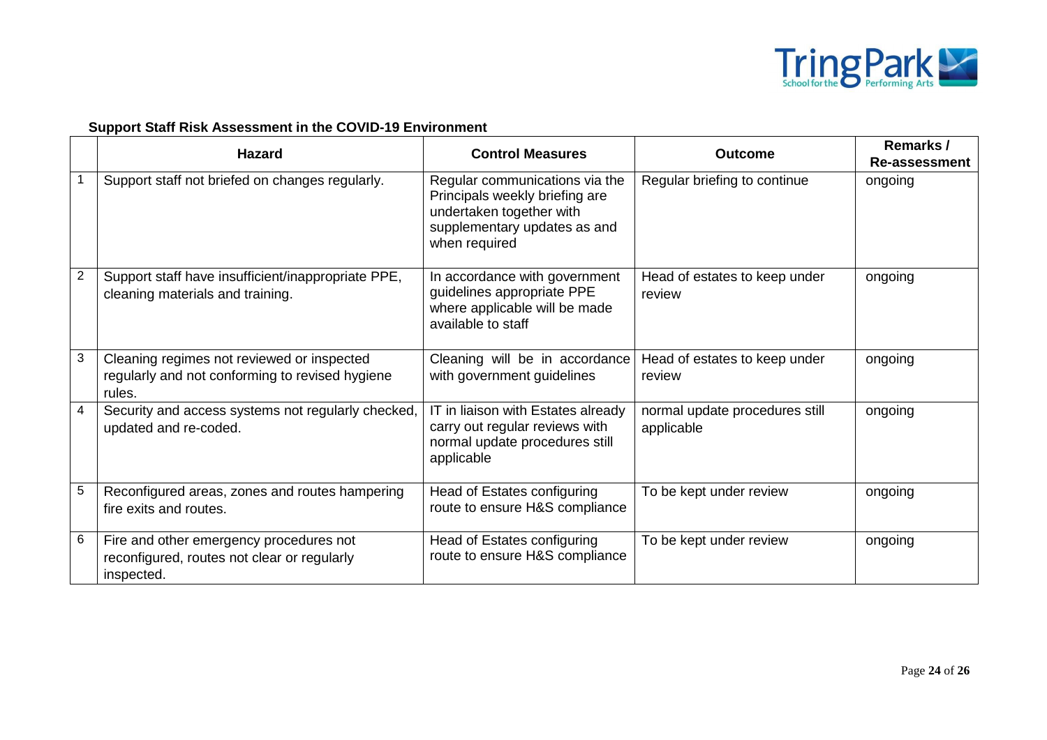**Support Staff Risk Assessment in the COVID-19 Environment**

| | Hazard | Control Measures | Outcome | Remarks / Re-assessment |
|---|---|---|---|---|
| 1 | Support staff not briefed on changes regularly. | Regular communications via the Principals weekly briefing are undertaken together with supplementary updates as and when required | Regular briefing to continue | ongoing |
| 2 | Support staff have insufficient/inappropriate PPE, cleaning materials and training. | In accordance with government guidelines appropriate PPE where applicable will be made available to staff | Head of estates to keep under review | ongoing |
| 3 | Cleaning regimes not reviewed or inspected regularly and not conforming to revised hygiene rules. | Cleaning will be in accordance with government guidelines | Head of estates to keep under review | ongoing |
| 4 | Security and access systems not regularly checked, updated and re-coded. | IT in liaison with Estates already carry out regular reviews with normal update procedures still applicable | normal update procedures still applicable | ongoing |
| 5 | Reconfigured areas, zones and routes hampering fire exits and routes. | Head of Estates configuring route to ensure H&S compliance | To be kept under review | ongoing |
| 6 | Fire and other emergency procedures not reconfigured, routes not clear or regularly inspected. | Head of Estates configuring route to ensure H&S compliance | To be kept under review | ongoing |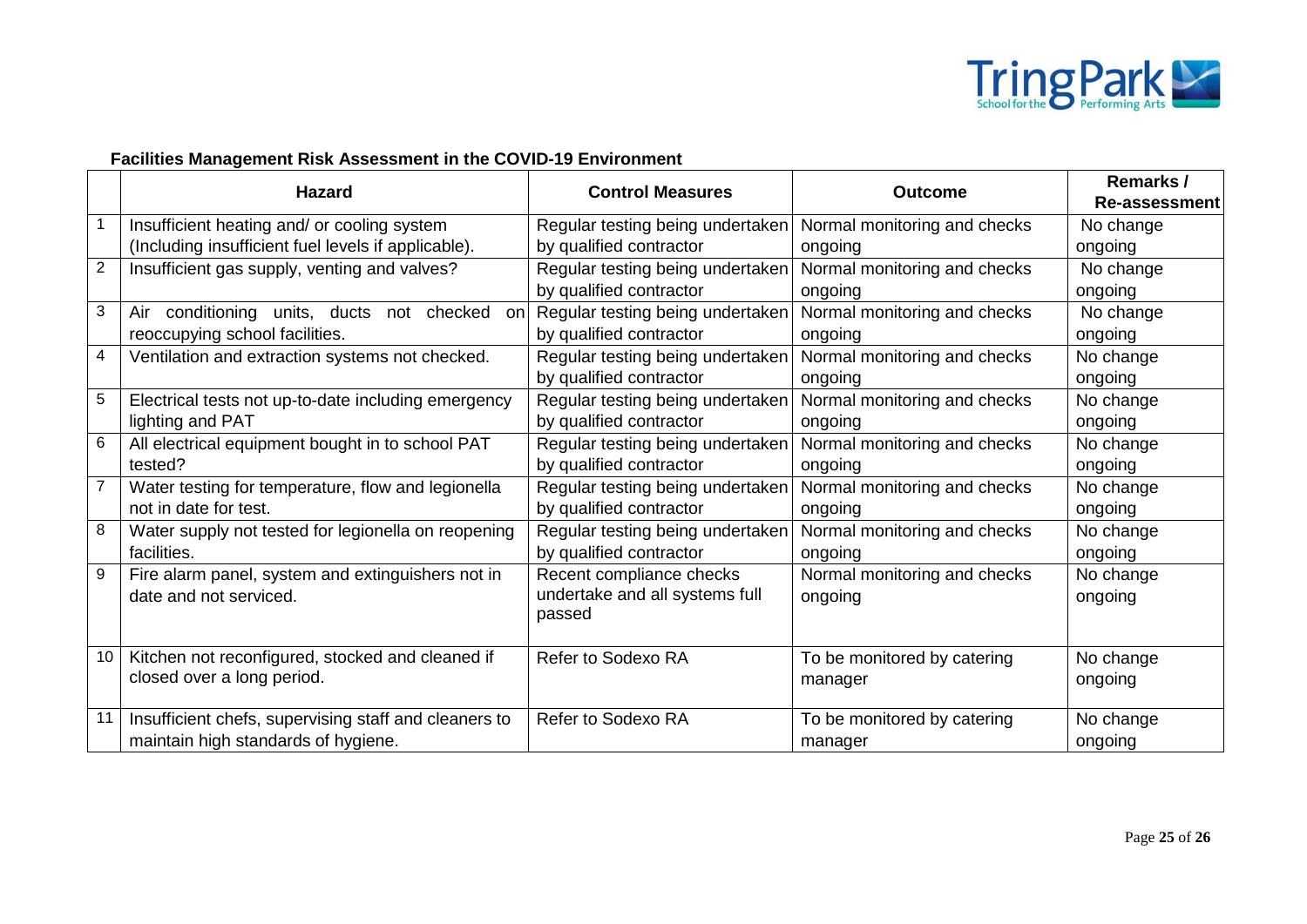**Facilities Management Risk Assessment in the COVID-19 Environment**

| | Hazard | Control Measures | Outcome | Remarks / Re-assessment |
|---|---|---|---|---|
| 1 | Insufficient heating and/ or cooling system (Including insufficient fuel levels if applicable). | Regular testing being undertaken by qualified contractor | Normal monitoring and checks ongoing | No change ongoing |
| 2 | Insufficient gas supply, venting and valves? | Regular testing being undertaken by qualified contractor | Normal monitoring and checks ongoing | No change ongoing |
| 3 | Air conditioning units, ducts not checked on reoccupying school facilities. | Regular testing being undertaken by qualified contractor | Normal monitoring and checks ongoing | No change ongoing |
| 4 | Ventilation and extraction systems not checked. | Regular testing being undertaken by qualified contractor | Normal monitoring and checks ongoing | No change ongoing |
| 5 | Electrical tests not up-to-date including emergency lighting and PAT | Regular testing being undertaken by qualified contractor | Normal monitoring and checks ongoing | No change ongoing |
| 6 | All electrical equipment bought in to school PAT tested? | Regular testing being undertaken by qualified contractor | Normal monitoring and checks ongoing | No change ongoing |
| 7 | Water testing for temperature, flow and legionella not in date for test. | Regular testing being undertaken by qualified contractor | Normal monitoring and checks ongoing | No change ongoing |
| 8 | Water supply not tested for legionella on reopening facilities. | Regular testing being undertaken by qualified contractor | Normal monitoring and checks ongoing | No change ongoing |
| 9 | Fire alarm panel, system and extinguishers not in date and not serviced. | Recent compliance checks undertake and all systems full passed | Normal monitoring and checks ongoing | No change ongoing |
| 10 | Kitchen not reconfigured, stocked and cleaned if closed over a long period. | Refer to Sodexo RA | To be monitored by catering manager | No change ongoing |
| 11 | Insufficient chefs, supervising staff and cleaners to maintain high standards of hygiene. | Refer to Sodexo RA | To be monitored by catering manager | No change ongoing |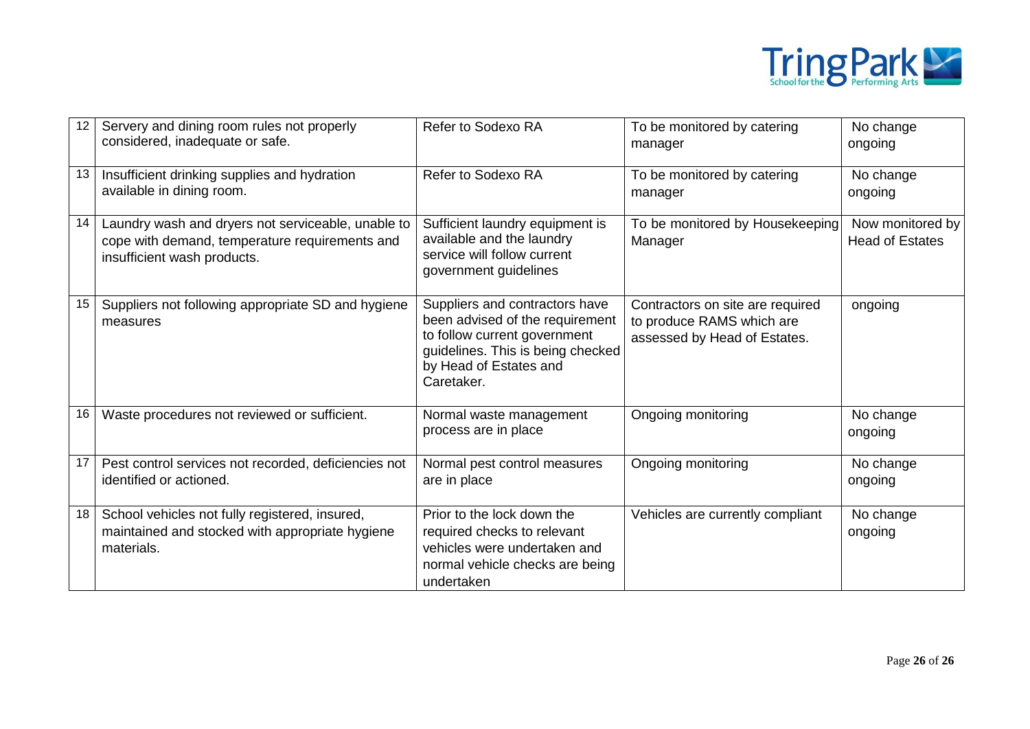| | | | | |
|---|---|---|---|---|
| 12 | Servery and dining room rules not properly considered, inadequate or safe. | Refer to Sodexo RA | To be monitored by catering manager | No change ongoing |
| 13 | Insufficient drinking supplies and hydration available in dining room. | Refer to Sodexo RA | To be monitored by catering manager | No change ongoing |
| 14 | Laundry wash and dryers not serviceable, unable to cope with demand, temperature requirements and insufficient wash products. | Sufficient laundry equipment is available and the laundry service will follow current government guidelines | To be monitored by Housekeeping Manager | Now monitored by Head of Estates |
| 15 | Suppliers not following appropriate SD and hygiene measures | Suppliers and contractors have been advised of the requirement to follow current government guidelines. This is being checked by Head of Estates and Caretaker. | Contractors on site are required to produce RAMS which are assessed by Head of Estates. | ongoing |
| 16 | Waste procedures not reviewed or sufficient. | Normal waste management process are in place | Ongoing monitoring | No change ongoing |
| 17 | Pest control services not recorded, deficiencies not identified or actioned. | Normal pest control measures are in place | Ongoing monitoring | No change ongoing |
| 18 | School vehicles not fully registered, insured, maintained and stocked with appropriate hygiene materials. | Prior to the lock down the required checks to relevant vehicles were undertaken and normal vehicle checks are being undertaken | Vehicles are currently compliant | No change ongoing |